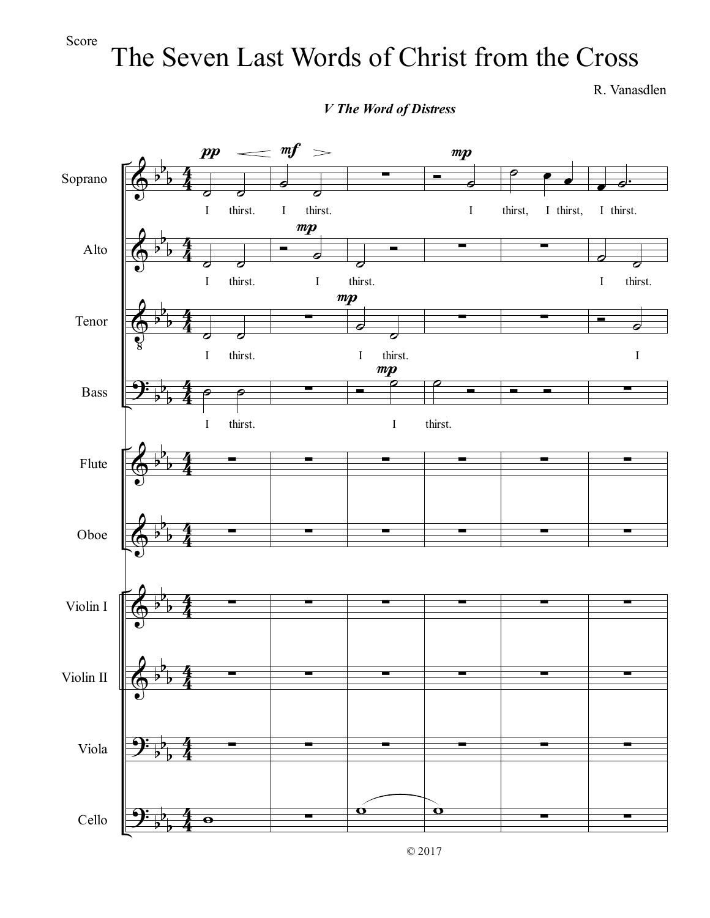Score

# The Seven Last Words of Christ from the Cross

R. Vanasdlen

***V The Word of Distress***

Soprano: I thirst. I thirst. I thirst, I thirst, I thirst.

Alto: I thirst. I thirst. I thirst.

Tenor: I thirst. I thirst. I

Bass: I thirst. I thirst.

Flute

Oboe

Violin I

Violin II

Viola

Cello

© 2017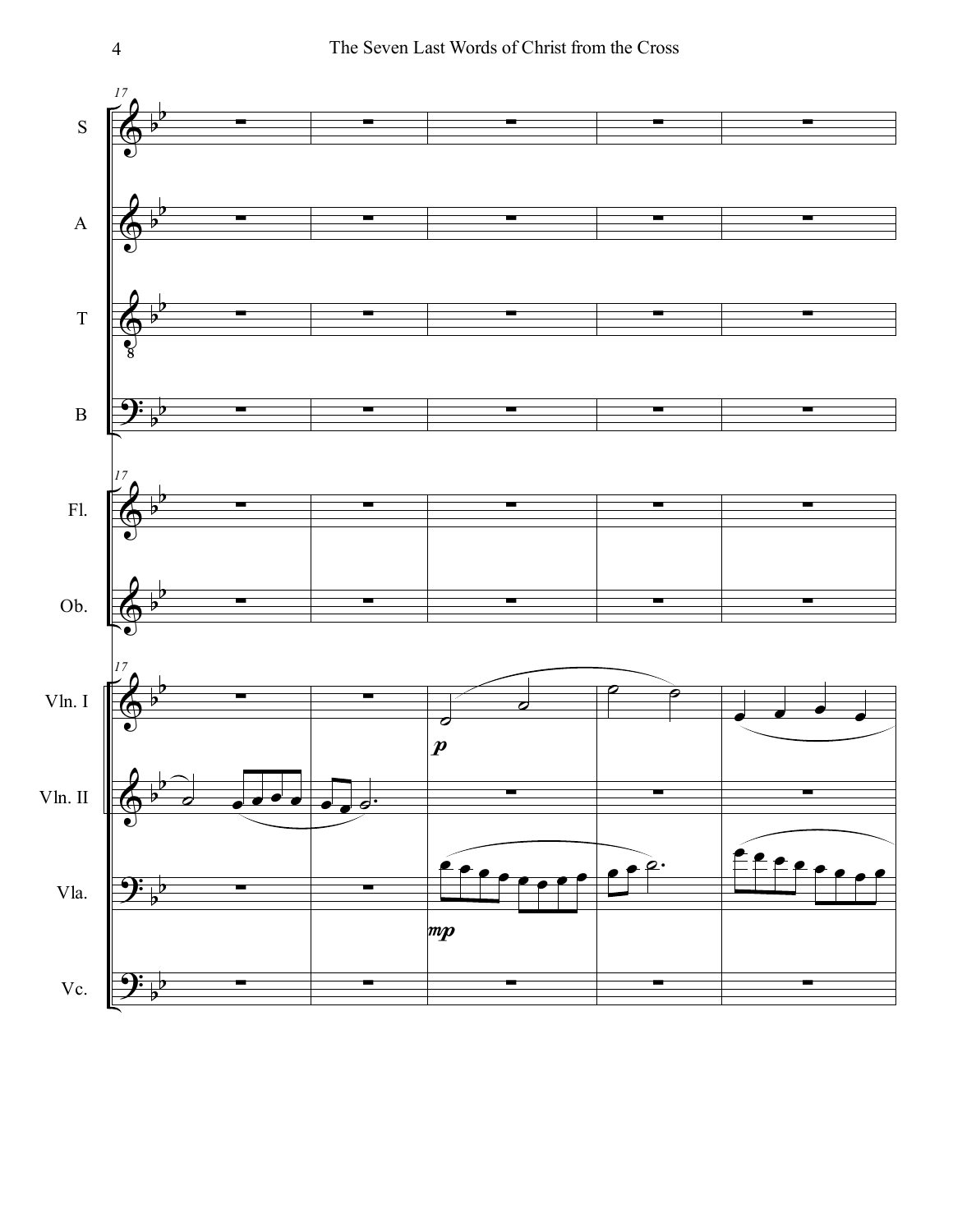S

A

T

B

Fl.

Ob.

Vln. I

Vln. II

Vla.

Vc.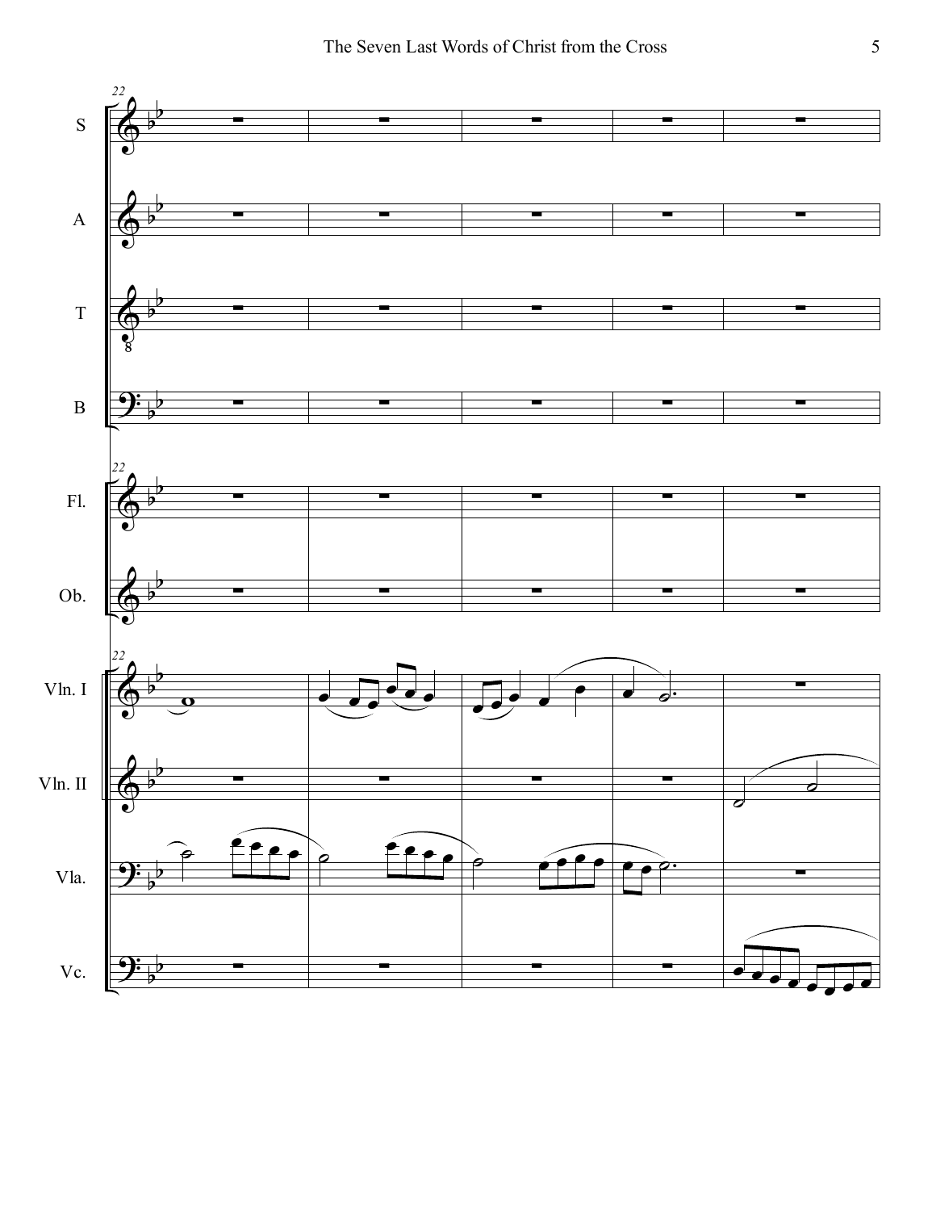S

A

T

B

Fl.

Ob.

Vln. I

Vln. II

Vla.

Vc.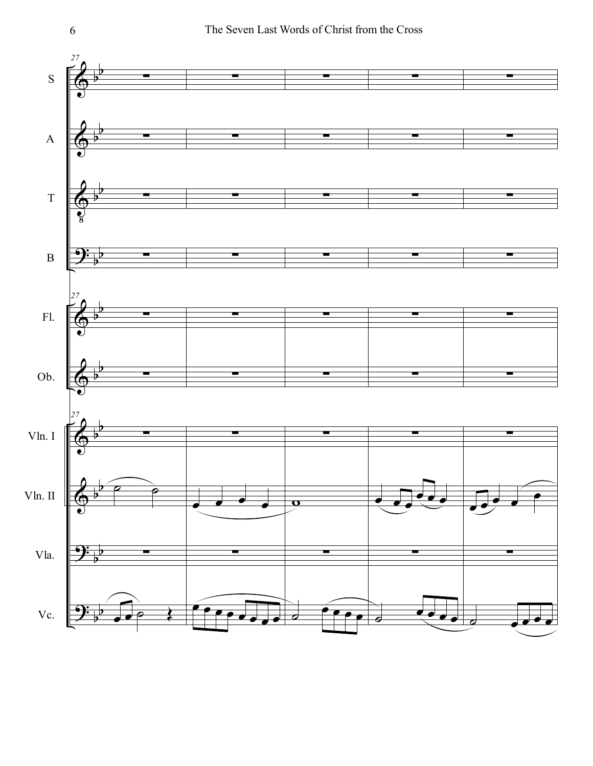27

S

A

T

B

Fl.

Ob.

Vln. I

Vln. II

Vla.

Vc.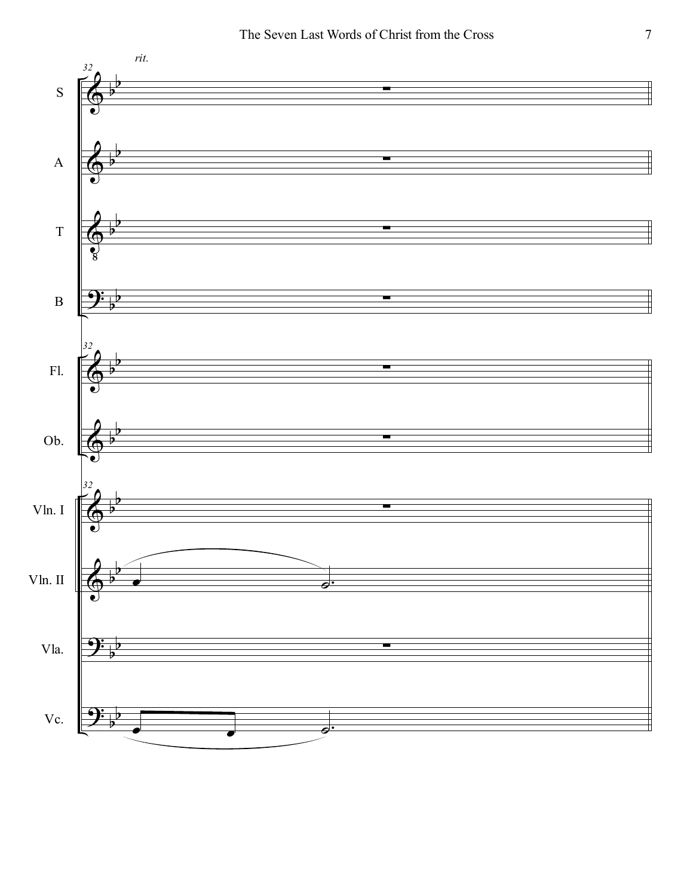*rit.*

32

S

A

T

B

32

Fl.

Ob.

32

Vln. I

Vln. II

Vla.

Vc.